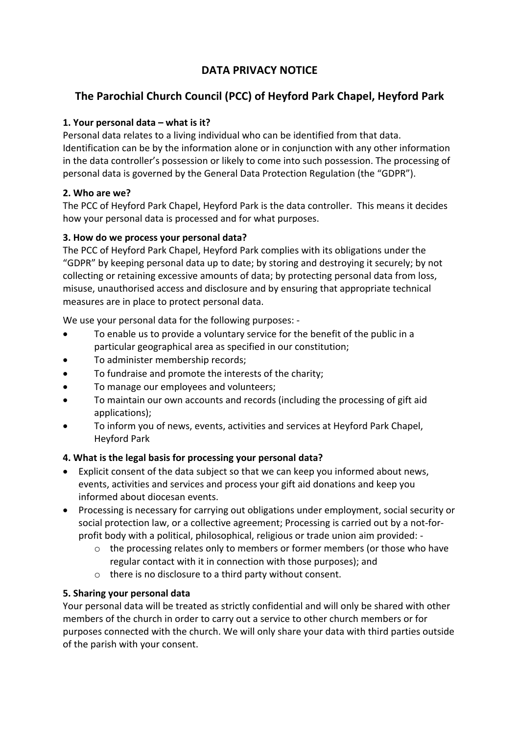# DATA PRIVACY NOTICE

## The Parochial Church Council (PCC) of Heyford Park Chapel, Heyford Park

**1. Your personal data – what is it?**

Personal data relates to a living individual who can be identified from that data. Identification can be by the information alone or in conjunction with any other information in the data controller's possession or likely to come into such possession. The processing of personal data is governed by the General Data Protection Regulation (the "GDPR").

**2. Who are we?**

The PCC of Heyford Park Chapel, Heyford Park is the data controller. This means it decides how your personal data is processed and for what purposes.

**3. How do we process your personal data?**

The PCC of Heyford Park Chapel, Heyford Park complies with its obligations under the "GDPR" by keeping personal data up to date; by storing and destroying it securely; by not collecting or retaining excessive amounts of data; by protecting personal data from loss, misuse, unauthorised access and disclosure and by ensuring that appropriate technical measures are in place to protect personal data.

We use your personal data for the following purposes: -

- To enable us to provide a voluntary service for the benefit of the public in a particular geographical area as specified in our constitution;
- To administer membership records;
- To fundraise and promote the interests of the charity;
- To manage our employees and volunteers;
- To maintain our own accounts and records (including the processing of gift aid applications);
- To inform you of news, events, activities and services at Heyford Park Chapel, Heyford Park

**4. What is the legal basis for processing your personal data?**

- Explicit consent of the data subject so that we can keep you informed about news, events, activities and services and process your gift aid donations and keep you informed about diocesan events.
- Processing is necessary for carrying out obligations under employment, social security or social protection law, or a collective agreement; Processing is carried out by a not-for-profit body with a political, philosophical, religious or trade union aim provided: -
    - the processing relates only to members or former members (or those who have regular contact with it in connection with those purposes); and
    - there is no disclosure to a third party without consent.

**5. Sharing your personal data**

Your personal data will be treated as strictly confidential and will only be shared with other members of the church in order to carry out a service to other church members or for purposes connected with the church. We will only share your data with third parties outside of the parish with your consent.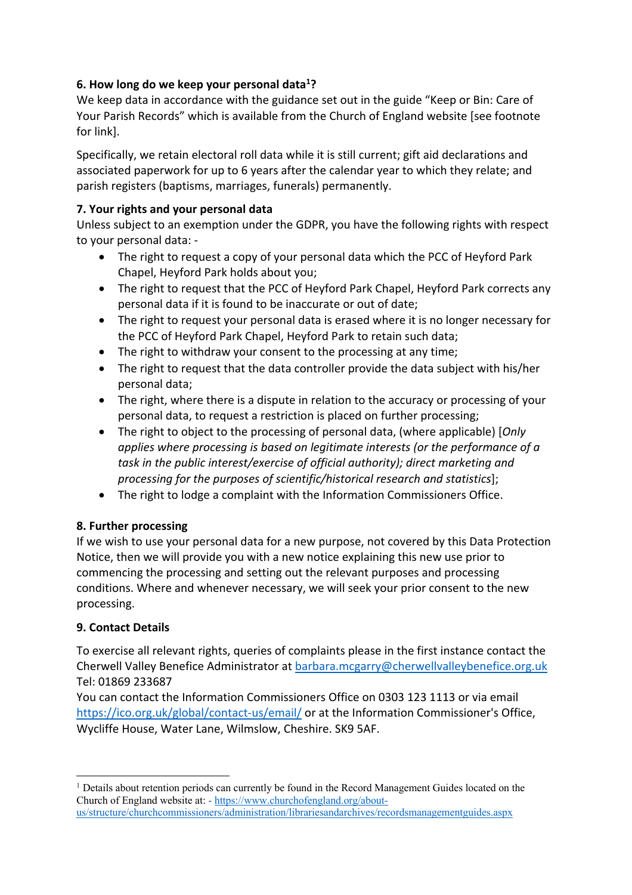### 6. How long do we keep your personal data[1]?

We keep data in accordance with the guidance set out in the guide "Keep or Bin: Care of Your Parish Records" which is available from the Church of England website [see footnote for link].

Specifically, we retain electoral roll data while it is still current; gift aid declarations and associated paperwork for up to 6 years after the calendar year to which they relate; and parish registers (baptisms, marriages, funerals) permanently.

### 7. Your rights and your personal data

Unless subject to an exemption under the GDPR, you have the following rights with respect to your personal data: -

- The right to request a copy of your personal data which the PCC of Heyford Park Chapel, Heyford Park holds about you;
- The right to request that the PCC of Heyford Park Chapel, Heyford Park corrects any personal data if it is found to be inaccurate or out of date;
- The right to request your personal data is erased where it is no longer necessary for the PCC of Heyford Park Chapel, Heyford Park to retain such data;
- The right to withdraw your consent to the processing at any time;
- The right to request that the data controller provide the data subject with his/her personal data;
- The right, where there is a dispute in relation to the accuracy or processing of your personal data, to request a restriction is placed on further processing;
- The right to object to the processing of personal data, (where applicable) [*Only applies where processing is based on legitimate interests (or the performance of a task in the public interest/exercise of official authority); direct marketing and processing for the purposes of scientific/historical research and statistics*];
- The right to lodge a complaint with the Information Commissioners Office.

### 8. Further processing

If we wish to use your personal data for a new purpose, not covered by this Data Protection Notice, then we will provide you with a new notice explaining this new use prior to commencing the processing and setting out the relevant purposes and processing conditions. Where and whenever necessary, we will seek your prior consent to the new processing.

### 9. Contact Details

To exercise all relevant rights, queries of complaints please in the first instance contact the Cherwell Valley Benefice Administrator at barbara.mcgarry@cherwellvalleybenefice.org.uk Tel: 01869 233687

You can contact the Information Commissioners Office on 0303 123 1113 or via email https://ico.org.uk/global/contact-us/email/ or at the Information Commissioner's Office, Wycliffe House, Water Lane, Wilmslow, Cheshire. SK9 5AF.

---

[1] Details about retention periods can currently be found in the Record Management Guides located on the Church of England website at: - https://www.churchofengland.org/about-us/structure/churchcommissioners/administration/librariesandarchives/recordsmanagementguides.aspx